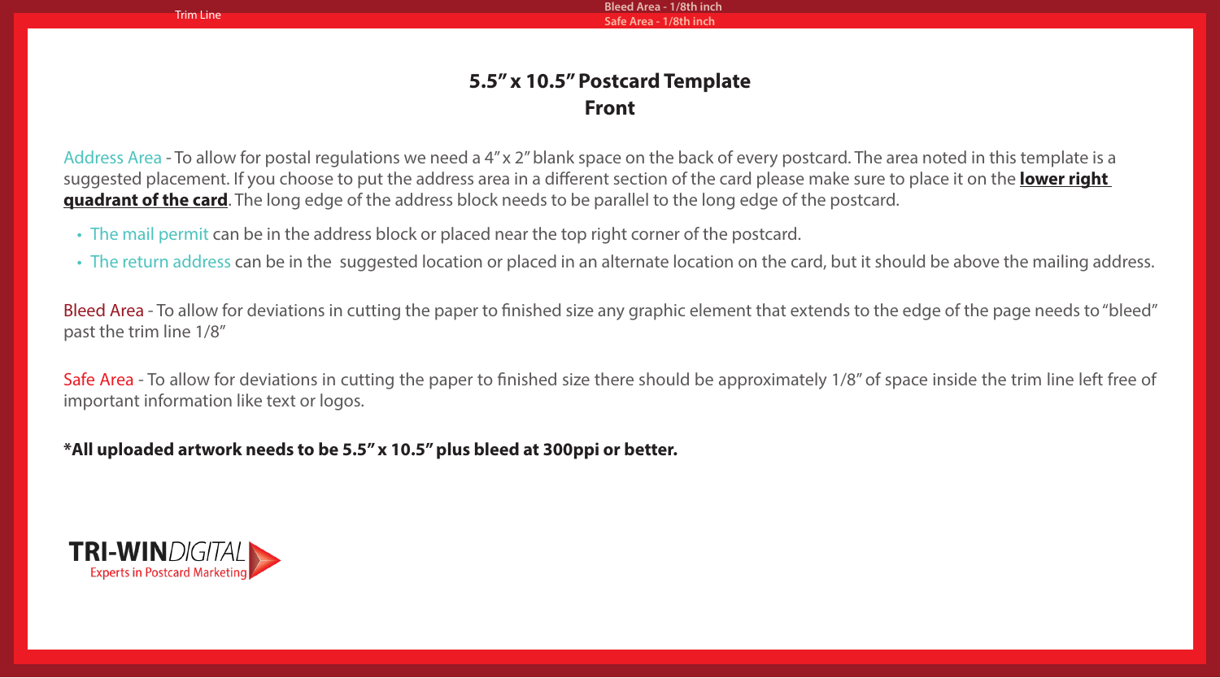Trim Line

Bleed Area - 1/8th inch
Safe Area - 1/8th inch

## 5.5" x 10.5" Postcard Template
## Front

Address Area - To allow for postal regulations we need a 4" x 2" blank space on the back of every postcard. The area noted in this template is a suggested placement. If you choose to put the address area in a different section of the card please make sure to place it on the **lower right quadrant of the card**. The long edge of the address block needs to be parallel to the long edge of the postcard.

- The mail permit can be in the address block or placed near the top right corner of the postcard.
- The return address can be in the suggested location or placed in an alternate location on the card, but it should be above the mailing address.

Bleed Area - To allow for deviations in cutting the paper to finished size any graphic element that extends to the edge of the page needs to "bleed" past the trim line 1/8"

Safe Area - To allow for deviations in cutting the paper to finished size there should be approximately 1/8" of space inside the trim line left free of important information like text or logos.

**\*All uploaded artwork needs to be 5.5" x 10.5" plus bleed at 300ppi or better.**

**TRI-WIN***DIGITAL*
Experts in Postcard Marketing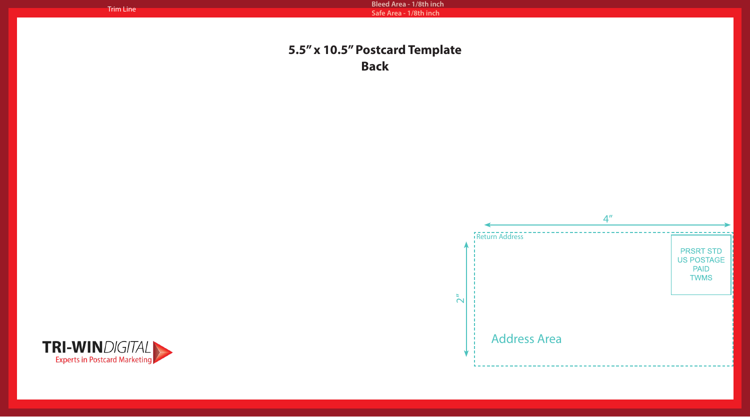Trim Line

Bleed Area - 1/8th inch

Safe Area - 1/8th inch

# 5.5" x 10.5" Postcard Template
# Back

4"

2"

Return Address

PRSRT STD
US POSTAGE
PAID
TWMS

Address Area

TRI-WIN*DIGITAL*

Experts in Postcard Marketing